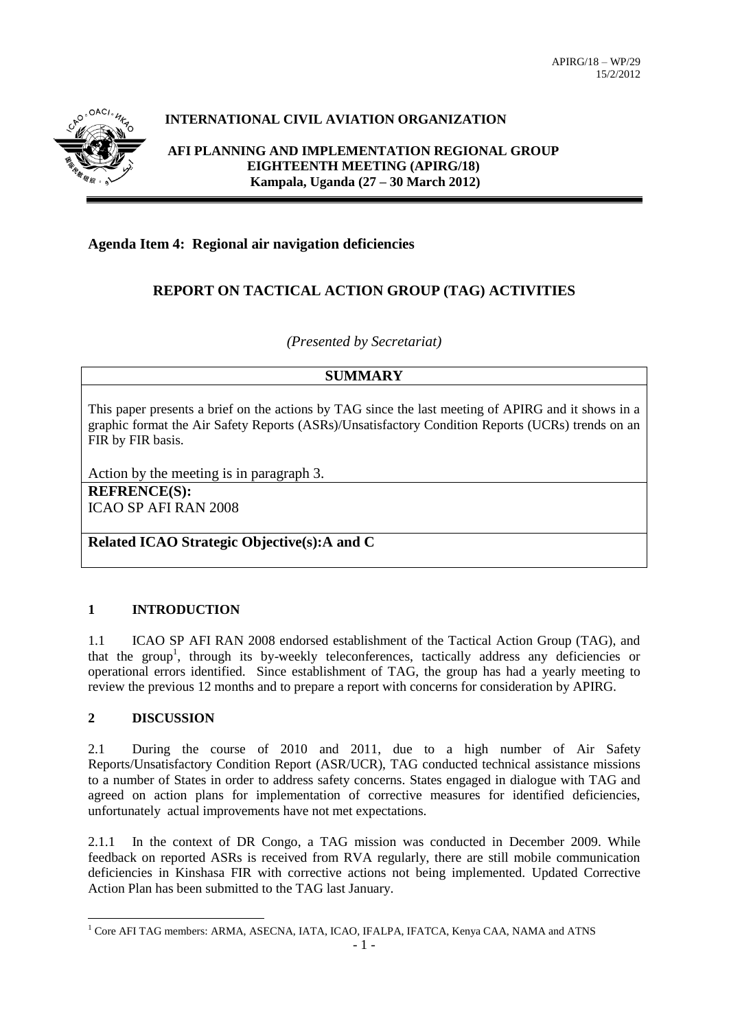APIRG/18 – WP/29
15/2/2012

**INTERNATIONAL CIVIL AVIATION ORGANIZATION**

**AFI PLANNING AND IMPLEMENTATION REGIONAL GROUP EIGHTEENTH MEETING (APIRG/18)**
**Kampala, Uganda (27 – 30 March 2012)**

---

**Agenda Item 4: Regional air navigation deficiencies**

# REPORT ON TACTICAL ACTION GROUP (TAG) ACTIVITIES

*(Presented by Secretariat)*

| **SUMMARY** |
|---|
| This paper presents a brief on the actions by TAG since the last meeting of APIRG and it shows in a graphic format the Air Safety Reports (ASRs)/Unsatisfactory Condition Reports (UCRs) trends on an FIR by FIR basis.<br><br>Action by the meeting is in paragraph 3. |
| **REFRENCE(S):**<br>ICAO SP AFI RAN 2008 |
| **Related ICAO Strategic Objective(s):A and C** |

## 1 INTRODUCTION

1.1 ICAO SP AFI RAN 2008 endorsed establishment of the Tactical Action Group (TAG), and that the group[1], through its by-weekly teleconferences, tactically address any deficiencies or operational errors identified. Since establishment of TAG, the group has had a yearly meeting to review the previous 12 months and to prepare a report with concerns for consideration by APIRG.

## 2 DISCUSSION

2.1 During the course of 2010 and 2011, due to a high number of Air Safety Reports/Unsatisfactory Condition Report (ASR/UCR), TAG conducted technical assistance missions to a number of States in order to address safety concerns. States engaged in dialogue with TAG and agreed on action plans for implementation of corrective measures for identified deficiencies, unfortunately actual improvements have not met expectations.

2.1.1 In the context of DR Congo, a TAG mission was conducted in December 2009. While feedback on reported ASRs is received from RVA regularly, there are still mobile communication deficiencies in Kinshasa FIR with corrective actions not being implemented. Updated Corrective Action Plan has been submitted to the TAG last January.

---

[1] Core AFI TAG members: ARMA, ASECNA, IATA, ICAO, IFALPA, IFATCA, Kenya CAA, NAMA and ATNS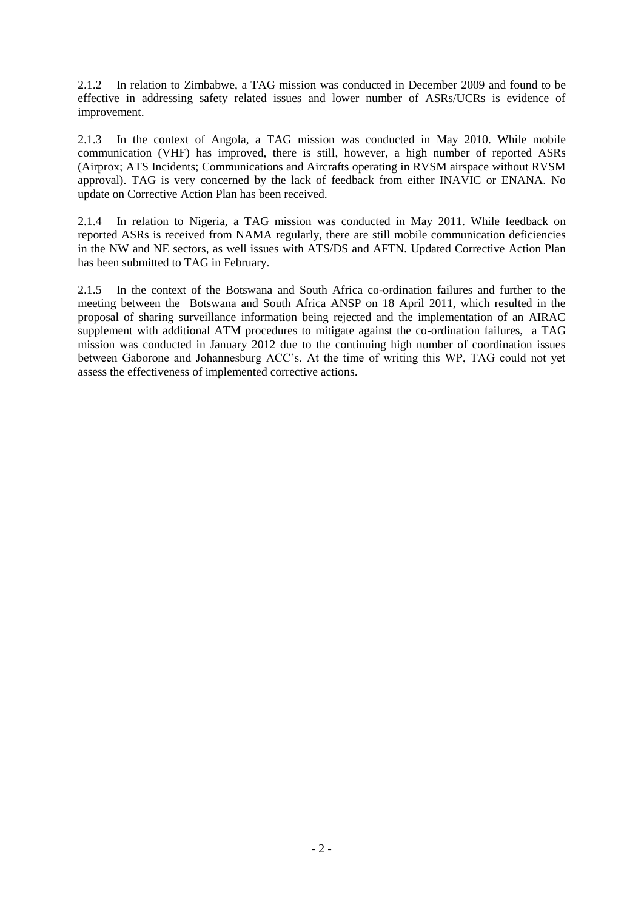2.1.2 In relation to Zimbabwe, a TAG mission was conducted in December 2009 and found to be effective in addressing safety related issues and lower number of ASRs/UCRs is evidence of improvement.

2.1.3 In the context of Angola, a TAG mission was conducted in May 2010. While mobile communication (VHF) has improved, there is still, however, a high number of reported ASRs (Airprox; ATS Incidents; Communications and Aircrafts operating in RVSM airspace without RVSM approval). TAG is very concerned by the lack of feedback from either INAVIC or ENANA. No update on Corrective Action Plan has been received.

2.1.4 In relation to Nigeria, a TAG mission was conducted in May 2011. While feedback on reported ASRs is received from NAMA regularly, there are still mobile communication deficiencies in the NW and NE sectors, as well issues with ATS/DS and AFTN. Updated Corrective Action Plan has been submitted to TAG in February.

2.1.5 In the context of the Botswana and South Africa co-ordination failures and further to the meeting between the Botswana and South Africa ANSP on 18 April 2011, which resulted in the proposal of sharing surveillance information being rejected and the implementation of an AIRAC supplement with additional ATM procedures to mitigate against the co-ordination failures, a TAG mission was conducted in January 2012 due to the continuing high number of coordination issues between Gaborone and Johannesburg ACC's. At the time of writing this WP, TAG could not yet assess the effectiveness of implemented corrective actions.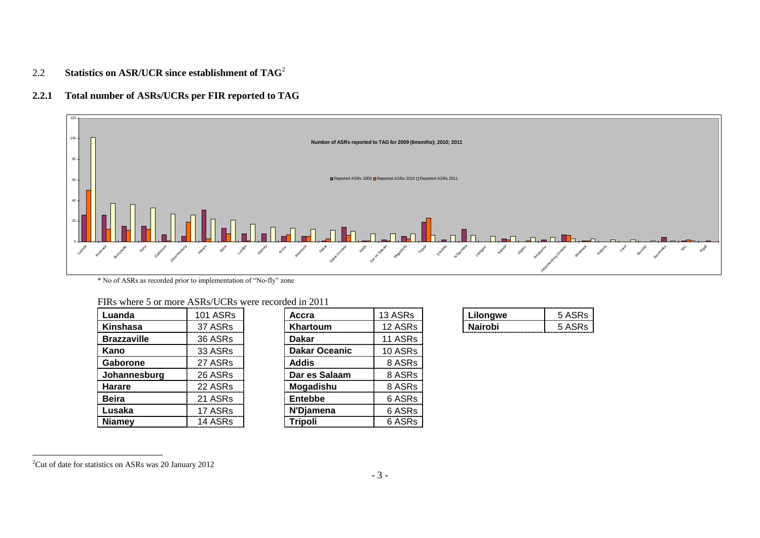## 2.2 Statistics on ASR/UCR since establishment of TAG[2]

### 2.2.1 Total number of ASRs/UCRs per FIR reported to TAG

Number of ASRs reported to TAG for 2009 (6months); 2010; 2011

* No of ASRs as recorded prior to implementation of "No-fly" zone

FIRs where 5 or more ASRs/UCRs were recorded in 2011

| FIR | ASRs |
|---|---|
| **Luanda** | 101 ASRs |
| **Kinshasa** | 37 ASRs |
| **Brazzaville** | 36 ASRs |
| **Kano** | 33 ASRs |
| **Gaborone** | 27 ASRs |
| **Johannesburg** | 26 ASRs |
| **Harare** | 22 ASRs |
| **Beira** | 21 ASRs |
| **Lusaka** | 17 ASRs |
| **Niamey** | 14 ASRs |

| FIR | ASRs |
|---|---|
| **Accra** | 13 ASRs |
| **Khartoum** | 12 ASRs |
| **Dakar** | 11 ASRs |
| **Dakar Oceanic** | 10 ASRs |
| **Addis** | 8 ASRs |
| **Dar es Salaam** | 8 ASRs |
| **Mogadishu** | 8 ASRs |
| **Entebbe** | 6 ASRs |
| **N'Djamena** | 6 ASRs |
| **Tripoli** | 6 ASRs |

| FIR | ASRs |
|---|---|
| **Lilongwe** | 5 ASRs |
| **Nairobi** | 5 ASRs |

[2] Cut of date for statistics on ASRs was 20 January 2012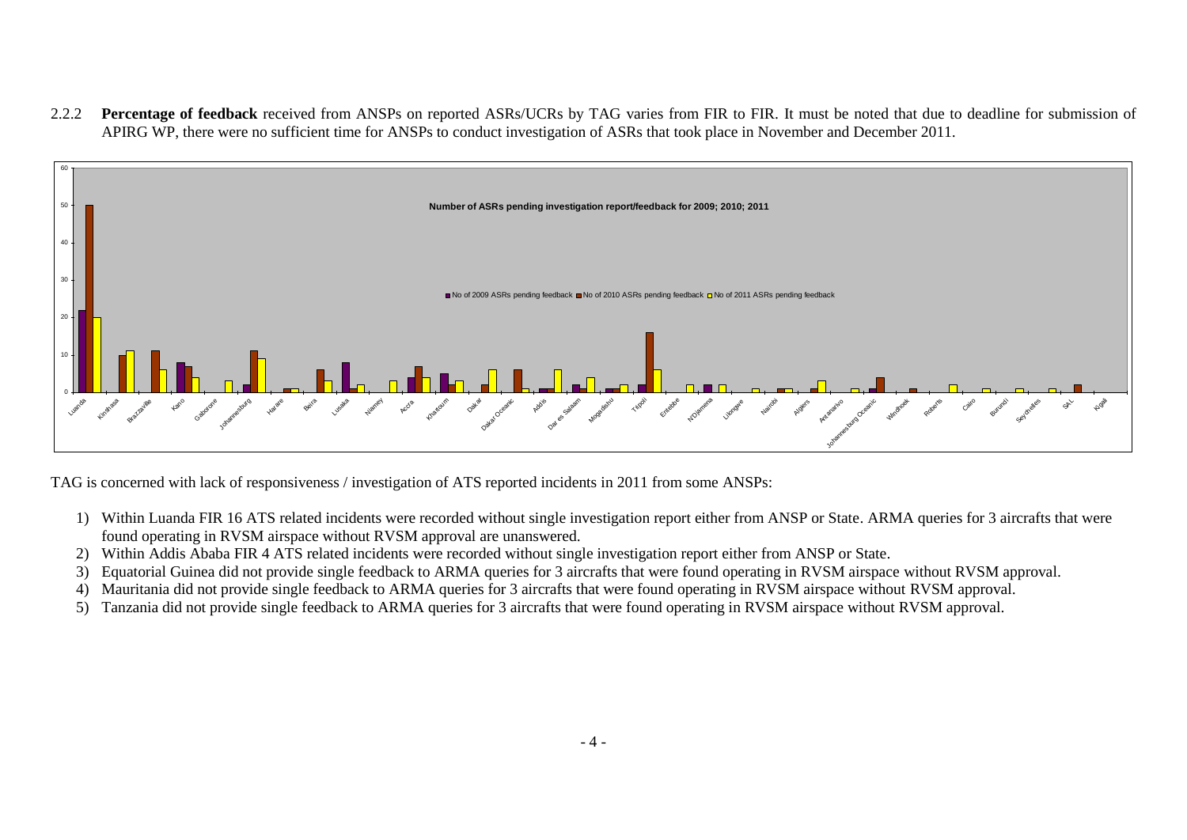2.2.2 **Percentage of feedback** received from ANSPs on reported ASRs/UCRs by TAG varies from FIR to FIR. It must be noted that due to deadline for submission of APIRG WP, there were no sufficient time for ANSPs to conduct investigation of ASRs that took place in November and December 2011.

**Number of ASRs pending investigation report/feedback for 2009; 2010; 2011**

■ No of 2009 ASRs pending feedback ■ No of 2010 ASRs pending feedback □ No of 2011 ASRs pending feedback

TAG is concerned with lack of responsiveness / investigation of ATS reported incidents in 2011 from some ANSPs:

1) Within Luanda FIR 16 ATS related incidents were recorded without single investigation report either from ANSP or State. ARMA queries for 3 aircrafts that were found operating in RVSM airspace without RVSM approval are unanswered.
2) Within Addis Ababa FIR 4 ATS related incidents were recorded without single investigation report either from ANSP or State.
3) Equatorial Guinea did not provide single feedback to ARMA queries for 3 aircrafts that were found operating in RVSM airspace without RVSM approval.
4) Mauritania did not provide single feedback to ARMA queries for 3 aircrafts that were found operating in RVSM airspace without RVSM approval.
5) Tanzania did not provide single feedback to ARMA queries for 3 aircrafts that were found operating in RVSM airspace without RVSM approval.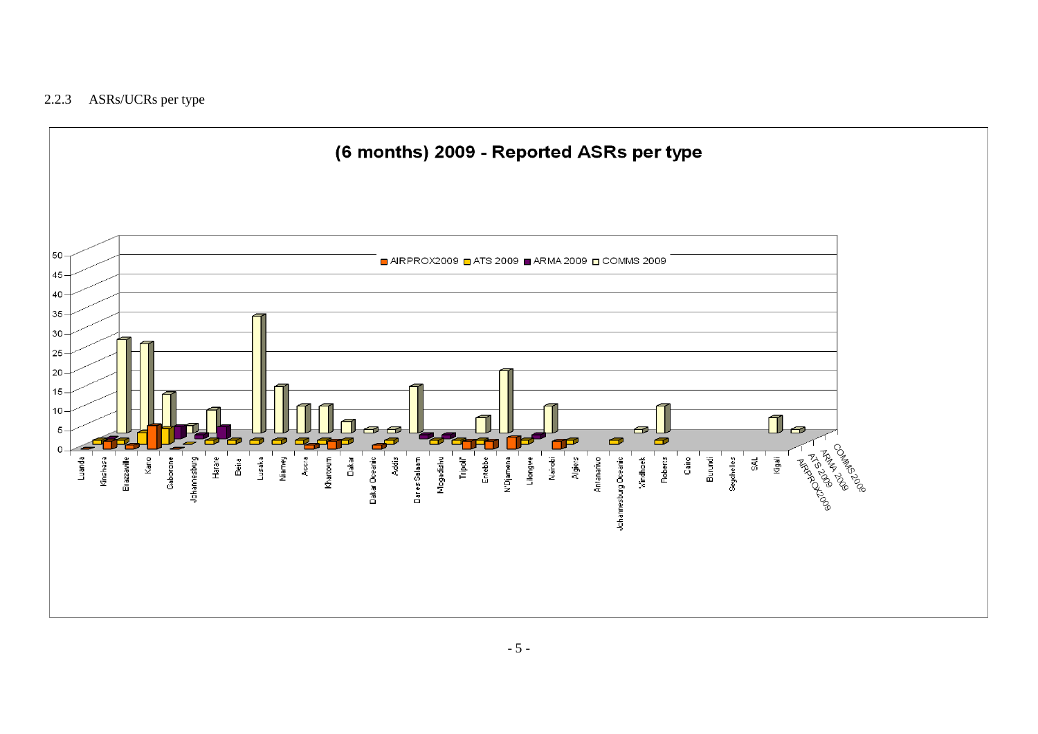### 2.2.3 ASRs/UCRs per type

**(6 months) 2009 - Reported ASRs per type**

AIRPROX2009 | ATS 2009 | ARMA 2009 | COMMS 2009

Luanda, Kinshasa, Brazzaville, Kano, Gaborone, Johannesburg, Harare, Beira, Lusaka, Niamey, Accra, Khartoum, Dakar, Dakar Oceanic, Addis, Dar es Salaam, Mogadishu, Tripoli, Entebbe, N'Djamena, Lilongwe, Nairobi, Algiers, Antananarivo, Johannesburg Oceanic, Windhoek, Roberts, Cairo, Burundi, Seychelles, SAL, Kigali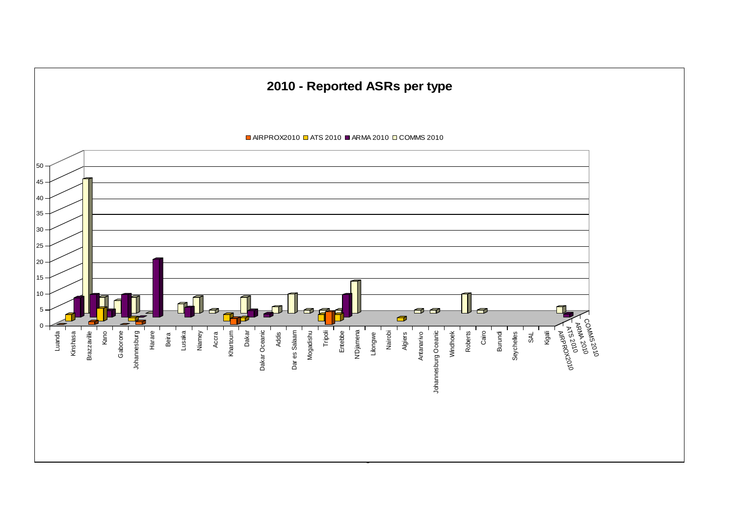## 2010 - Reported ASRs per type

AIRPROX2010 ATS 2010 ARMA 2010 COMMS 2010

50
45
40
35
30
25
20
15
10
5
0

Luanda, Kinshasa, Brazzaville, Kano, Gaborone, Johannesburg, Harare, Beira, Lusaka, Niamey, Accra, Khartoum, Dakar, Dakar Oceanic, Addis, Dar es Salaam, Mogadishu, Tripoli, Entebbe, N'Djamena, Lilongwe, Nairobi, Algiers, Antanarivo, Johannesburg Oceanic, Windhoek, Roberts, Cairo, Burundi, Seychelles, SAL, Kigali

AIRPROX2010
ATS 2010
ARMA 2010
COMMS 2010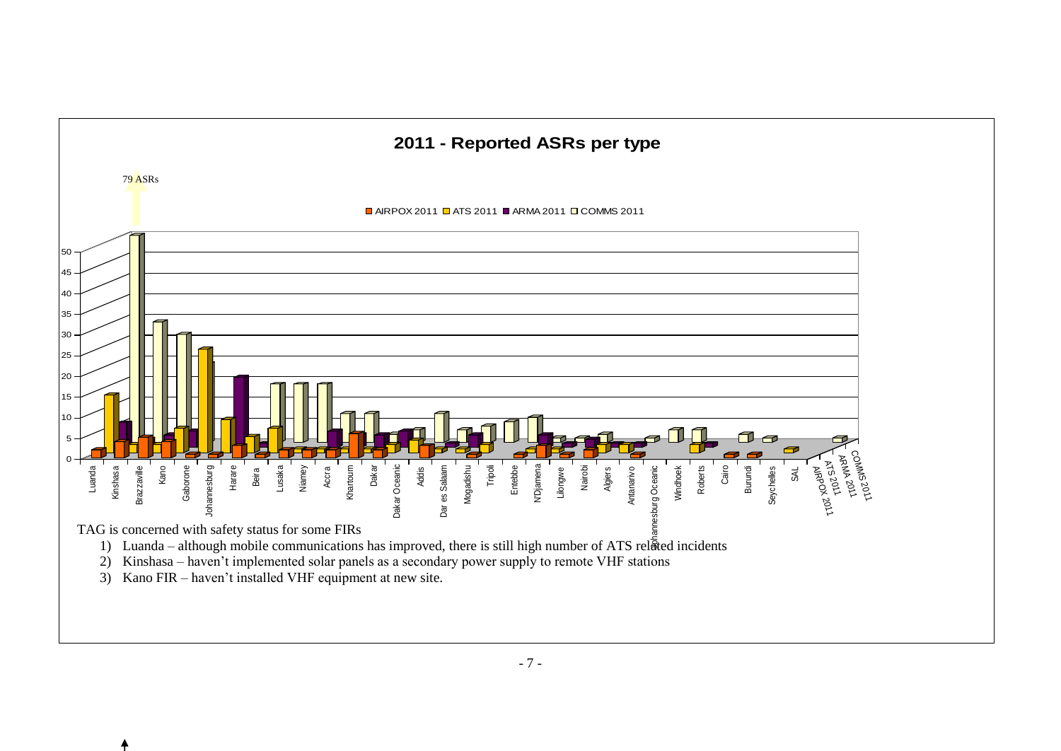## 2011 - Reported ASRs per type

79 ASRs

AIRPOX 2011 | ATS 2011 | ARMA 2011 | COMMS 2011

Luanda, Kinshasa, Brazzaville, Kano, Gaborone, Johannesburg, Harare, Beira, Lusaka, Niamey, Accra, Khartoum, Dakar, Dakar Oceanic, Addis, Dar es Salaam, Mogadishu, Tripoli, Entebbe, N'Djamena, Lilongwe, Nairobi, Algiers, Antananarivo, Johannesburg Oceanic, Windhoek, Roberts, Cairo, Burundi, Seychelles, SAL

TAG is concerned with safety status for some FIRs

1) Luanda – although mobile communications has improved, there is still high number of ATS related incidents
2) Kinshasa – haven't implemented solar panels as a secondary power supply to remote VHF stations
3) Kano FIR – haven't installed VHF equipment at new site.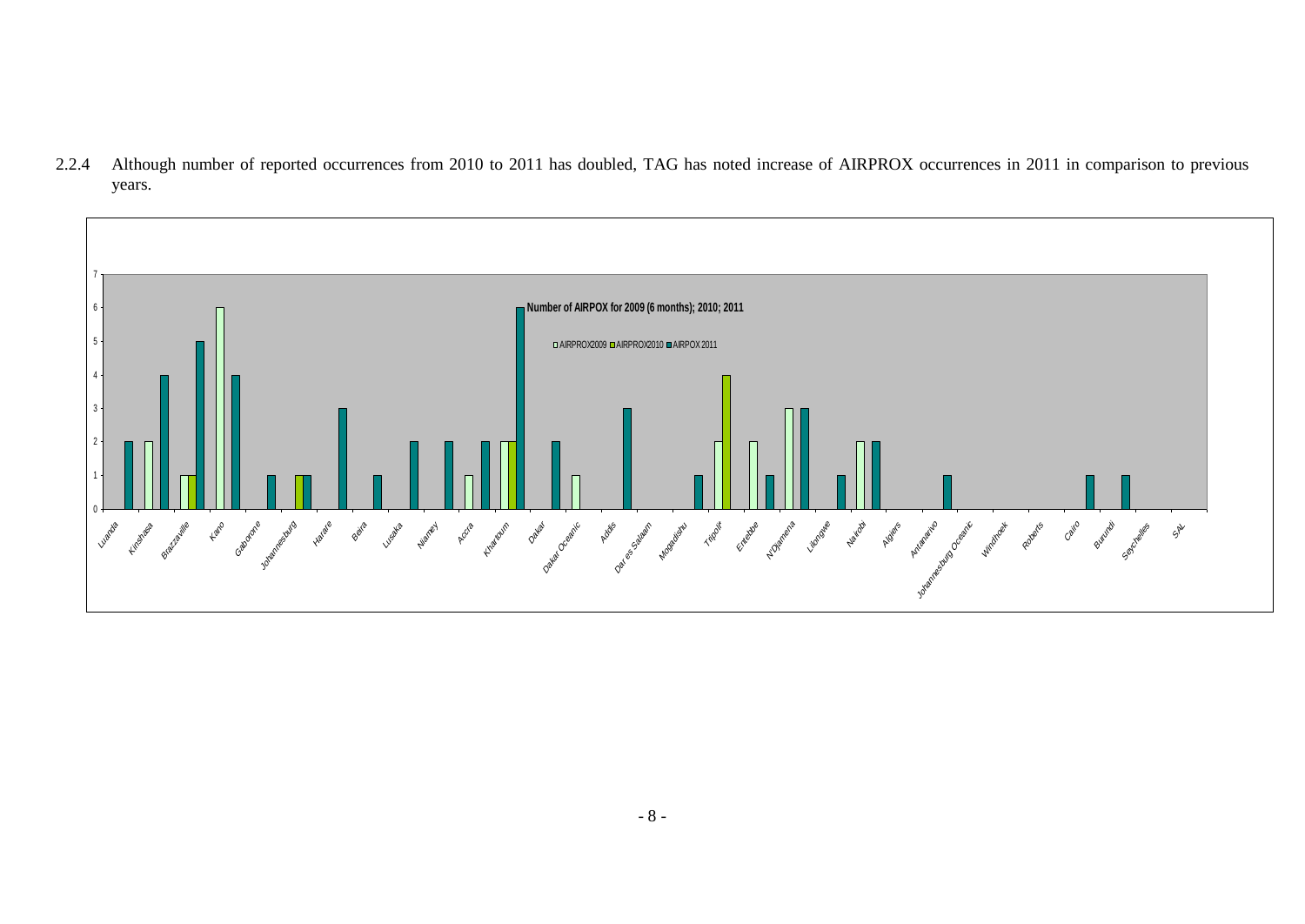2.2.4 Although number of reported occurrences from 2010 to 2011 has doubled, TAG has noted increase of AIRPROX occurrences in 2011 in comparison to previous years.

**Number of AIRPOX for 2009 (6 months); 2010; 2011**

AIRPROX2009 · AIRPROX2010 · AIRPOX 2011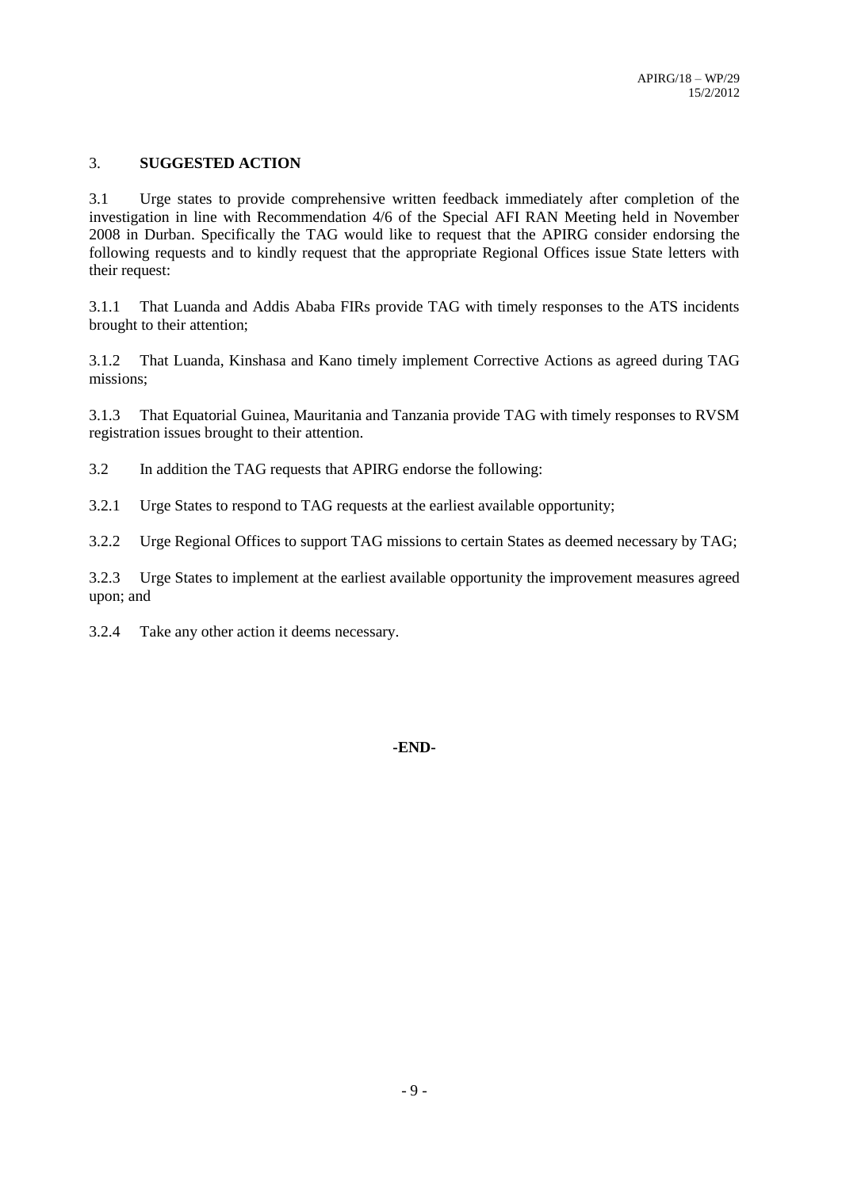## 3. SUGGESTED ACTION

3.1 Urge states to provide comprehensive written feedback immediately after completion of the investigation in line with Recommendation 4/6 of the Special AFI RAN Meeting held in November 2008 in Durban. Specifically the TAG would like to request that the APIRG consider endorsing the following requests and to kindly request that the appropriate Regional Offices issue State letters with their request:

3.1.1 That Luanda and Addis Ababa FIRs provide TAG with timely responses to the ATS incidents brought to their attention;

3.1.2 That Luanda, Kinshasa and Kano timely implement Corrective Actions as agreed during TAG missions;

3.1.3 That Equatorial Guinea, Mauritania and Tanzania provide TAG with timely responses to RVSM registration issues brought to their attention.

3.2 In addition the TAG requests that APIRG endorse the following:

3.2.1 Urge States to respond to TAG requests at the earliest available opportunity;

3.2.2 Urge Regional Offices to support TAG missions to certain States as deemed necessary by TAG;

3.2.3 Urge States to implement at the earliest available opportunity the improvement measures agreed upon; and

3.2.4 Take any other action it deems necessary.

**-END-**